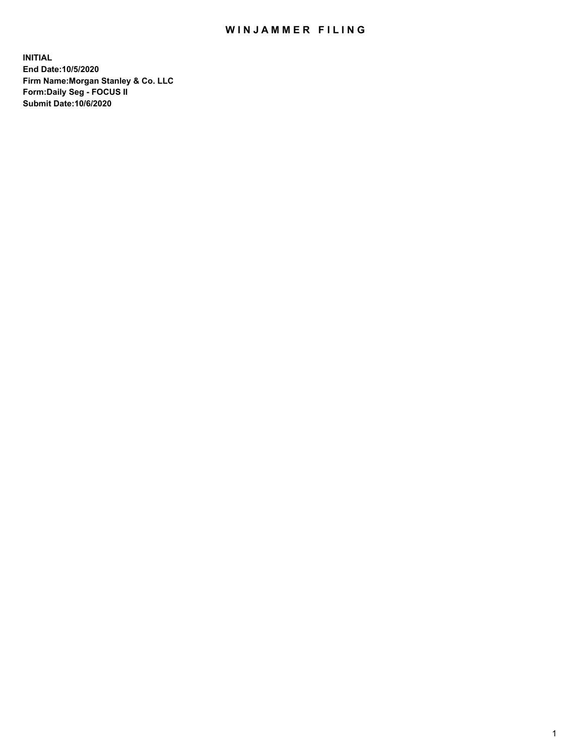# WINJAMMER FILING

**INITIAL**
**End Date:10/5/2020**
**Firm Name:Morgan Stanley & Co. LLC**
**Form:Daily Seg - FOCUS II**
**Submit Date:10/6/2020**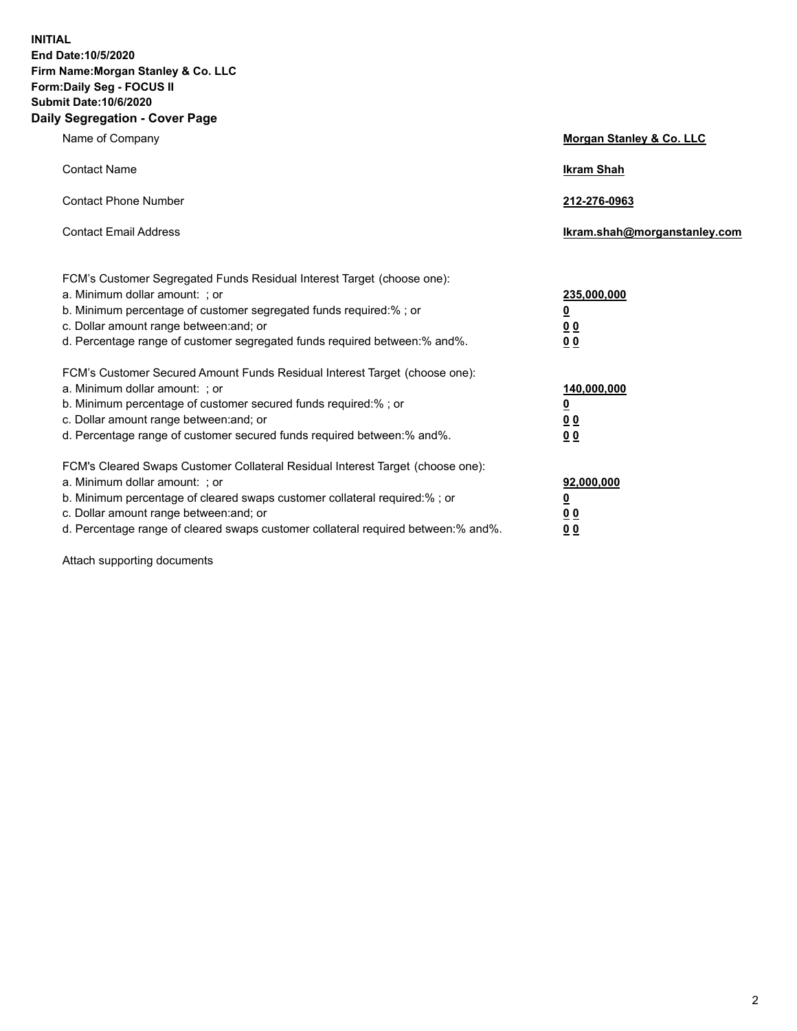**INITIAL**
**End Date:10/5/2020**
**Firm Name:Morgan Stanley & Co. LLC**
**Form:Daily Seg - FOCUS II**
**Submit Date:10/6/2020**

## Daily Segregation - Cover Page

| | |
|---|---|
| Name of Company | **Morgan Stanley & Co. LLC** |
| Contact Name | **Ikram Shah** |
| Contact Phone Number | **212-276-0963** |
| Contact Email Address | **Ikram.shah@morganstanley.com** |

| | |
|---|---|
| FCM's Customer Segregated Funds Residual Interest Target (choose one): | |
| a. Minimum dollar amount: ; or | **235,000,000** |
| b. Minimum percentage of customer segregated funds required:% ; or | **0** |
| c. Dollar amount range between:and; or | **0 0** |
| d. Percentage range of customer segregated funds required between:% and%. | **0 0** |
| FCM's Customer Secured Amount Funds Residual Interest Target (choose one): | |
| a. Minimum dollar amount: ; or | **140,000,000** |
| b. Minimum percentage of customer secured funds required:% ; or | **0** |
| c. Dollar amount range between:and; or | **0 0** |
| d. Percentage range of customer secured funds required between:% and%. | **0 0** |
| FCM's Cleared Swaps Customer Collateral Residual Interest Target (choose one): | |
| a. Minimum dollar amount: ; or | **92,000,000** |
| b. Minimum percentage of cleared swaps customer collateral required:% ; or | **0** |
| c. Dollar amount range between:and; or | **0 0** |
| d. Percentage range of cleared swaps customer collateral required between:% and%. | **0 0** |

Attach supporting documents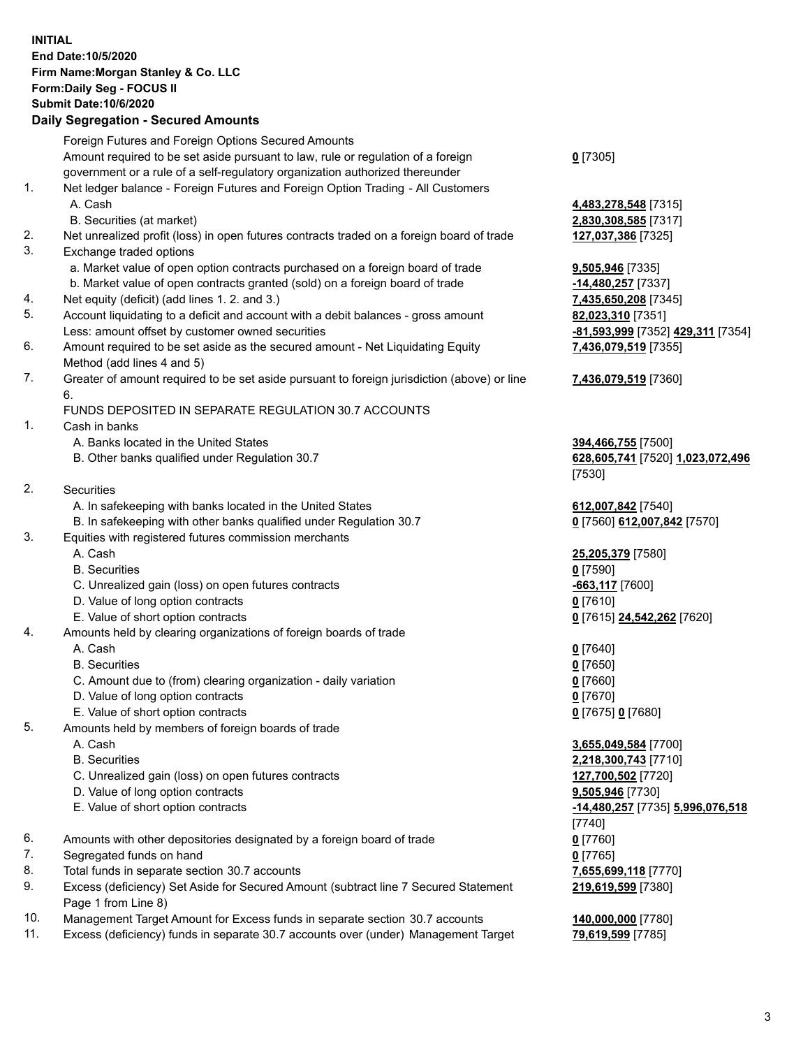**INITIAL**
**End Date:10/5/2020**
**Firm Name:Morgan Stanley & Co. LLC**
**Form:Daily Seg - FOCUS II**
**Submit Date:10/6/2020**

## Daily Segregation - Secured Amounts

| | | | |
|---|---|---|---|
| | Foreign Futures and Foreign Options Secured Amounts | | |
| | Amount required to be set aside pursuant to law, rule or regulation of a foreign government or a rule of a self-regulatory organization authorized thereunder | **0** [7305] | |
| 1. | Net ledger balance - Foreign Futures and Foreign Option Trading - All Customers | | |
| | A. Cash | **4,483,278,548** [7315] | |
| | B. Securities (at market) | **2,830,308,585** [7317] | |
| 2. | Net unrealized profit (loss) in open futures contracts traded on a foreign board of trade | **127,037,386** [7325] | |
| 3. | Exchange traded options | | |
| | a. Market value of open option contracts purchased on a foreign board of trade | **9,505,946** [7335] | |
| | b. Market value of open contracts granted (sold) on a foreign board of trade | **-14,480,257** [7337] | |
| 4. | Net equity (deficit) (add lines 1. 2. and 3.) | **7,435,650,208** [7345] | |
| 5. | Account liquidating to a deficit and account with a debit balances - gross amount | **82,023,310** [7351] | |
| | Less: amount offset by customer owned securities | **-81,593,999** [7352] | **429,311** [7354] |
| 6. | Amount required to be set aside as the secured amount - Net Liquidating Equity Method (add lines 4 and 5) | **7,436,079,519** [7355] | |
| 7. | Greater of amount required to be set aside pursuant to foreign jurisdiction (above) or line 6. | **7,436,079,519** [7360] | |
| | FUNDS DEPOSITED IN SEPARATE REGULATION 30.7 ACCOUNTS | | |
| 1. | Cash in banks | | |
| | A. Banks located in the United States | **394,466,755** [7500] | |
| | B. Other banks qualified under Regulation 30.7 | **628,605,741** [7520] | **1,023,072,496** [7530] |
| 2. | Securities | | |
| | A. In safekeeping with banks located in the United States | **612,007,842** [7540] | |
| | B. In safekeeping with other banks qualified under Regulation 30.7 | **0** [7560] | **612,007,842** [7570] |
| 3. | Equities with registered futures commission merchants | | |
| | A. Cash | **25,205,379** [7580] | |
| | B. Securities | **0** [7590] | |
| | C. Unrealized gain (loss) on open futures contracts | **-663,117** [7600] | |
| | D. Value of long option contracts | **0** [7610] | |
| | E. Value of short option contracts | **0** [7615] | **24,542,262** [7620] |
| 4. | Amounts held by clearing organizations of foreign boards of trade | | |
| | A. Cash | **0** [7640] | |
| | B. Securities | **0** [7650] | |
| | C. Amount due to (from) clearing organization - daily variation | **0** [7660] | |
| | D. Value of long option contracts | **0** [7670] | |
| | E. Value of short option contracts | **0** [7675] | **0** [7680] |
| 5. | Amounts held by members of foreign boards of trade | | |
| | A. Cash | **3,655,049,584** [7700] | |
| | B. Securities | **2,218,300,743** [7710] | |
| | C. Unrealized gain (loss) on open futures contracts | **127,700,502** [7720] | |
| | D. Value of long option contracts | **9,505,946** [7730] | |
| | E. Value of short option contracts | **-14,480,257** [7735] | **5,996,076,518** [7740] |
| 6. | Amounts with other depositories designated by a foreign board of trade | **0** [7760] | |
| 7. | Segregated funds on hand | **0** [7765] | |
| 8. | Total funds in separate section 30.7 accounts | **7,655,699,118** [7770] | |
| 9. | Excess (deficiency) Set Aside for Secured Amount (subtract line 7 Secured Statement Page 1 from Line 8) | **219,619,599** [7380] | |
| 10. | Management Target Amount for Excess funds in separate section 30.7 accounts | **140,000,000** [7780] | |
| 11. | Excess (deficiency) funds in separate 30.7 accounts over (under) Management Target | **79,619,599** [7785] | |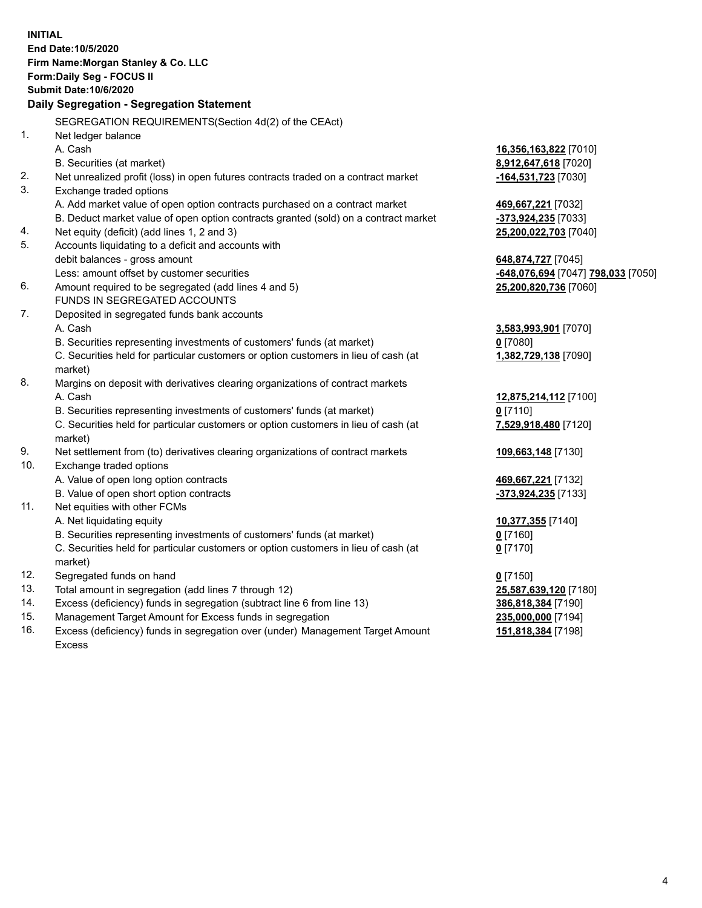**INITIAL**
**End Date:10/5/2020**
**Firm Name:Morgan Stanley & Co. LLC**
**Form:Daily Seg - FOCUS II**
**Submit Date:10/6/2020**

**Daily Segregation - Segregation Statement**

| | | |
|---|---|---|
| | SEGREGATION REQUIREMENTS(Section 4d(2) of the CEAct) | |
| 1. | Net ledger balance | |
| | A. Cash | **16,356,163,822** [7010] |
| | B. Securities (at market) | **8,912,647,618** [7020] |
| 2. | Net unrealized profit (loss) in open futures contracts traded on a contract market | **-164,531,723** [7030] |
| 3. | Exchange traded options | |
| | A. Add market value of open option contracts purchased on a contract market | **469,667,221** [7032] |
| | B. Deduct market value of open option contracts granted (sold) on a contract market | **-373,924,235** [7033] |
| 4. | Net equity (deficit) (add lines 1, 2 and 3) | **25,200,022,703** [7040] |
| 5. | Accounts liquidating to a deficit and accounts with debit balances - gross amount | **648,874,727** [7045] |
| | Less: amount offset by customer securities | **-648,076,694** [7047] **798,033** [7050] |
| 6. | Amount required to be segregated (add lines 4 and 5) | **25,200,820,736** [7060] |
| | FUNDS IN SEGREGATED ACCOUNTS | |
| 7. | Deposited in segregated funds bank accounts | |
| | A. Cash | **3,583,993,901** [7070] |
| | B. Securities representing investments of customers' funds (at market) | **0** [7080] |
| | C. Securities held for particular customers or option customers in lieu of cash (at market) | **1,382,729,138** [7090] |
| 8. | Margins on deposit with derivatives clearing organizations of contract markets | |
| | A. Cash | **12,875,214,112** [7100] |
| | B. Securities representing investments of customers' funds (at market) | **0** [7110] |
| | C. Securities held for particular customers or option customers in lieu of cash (at market) | **7,529,918,480** [7120] |
| 9. | Net settlement from (to) derivatives clearing organizations of contract markets | **109,663,148** [7130] |
| 10. | Exchange traded options | |
| | A. Value of open long option contracts | **469,667,221** [7132] |
| | B. Value of open short option contracts | **-373,924,235** [7133] |
| 11. | Net equities with other FCMs | |
| | A. Net liquidating equity | **10,377,355** [7140] |
| | B. Securities representing investments of customers' funds (at market) | **0** [7160] |
| | C. Securities held for particular customers or option customers in lieu of cash (at market) | **0** [7170] |
| 12. | Segregated funds on hand | **0** [7150] |
| 13. | Total amount in segregation (add lines 7 through 12) | **25,587,639,120** [7180] |
| 14. | Excess (deficiency) funds in segregation (subtract line 6 from line 13) | **386,818,384** [7190] |
| 15. | Management Target Amount for Excess funds in segregation | **235,000,000** [7194] |
| 16. | Excess (deficiency) funds in segregation over (under) Management Target Amount Excess | **151,818,384** [7198] |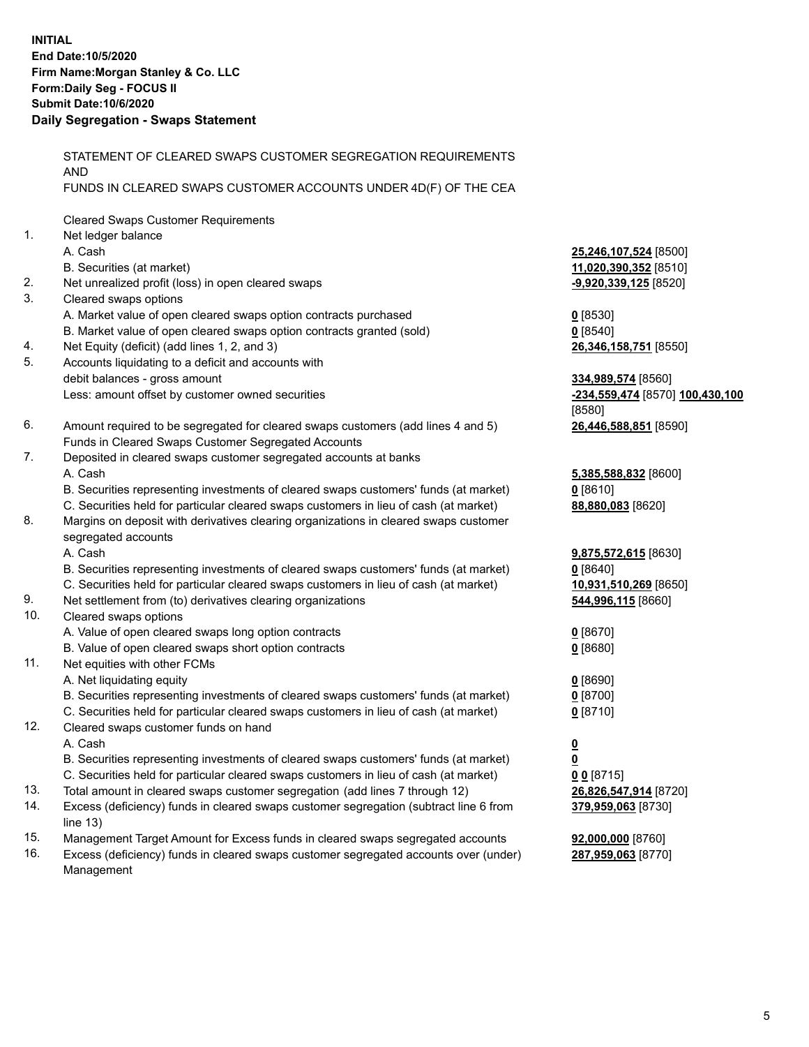**INITIAL**
**End Date:10/5/2020**
**Firm Name:Morgan Stanley & Co. LLC**
**Form:Daily Seg - FOCUS II**
**Submit Date:10/6/2020**
**Daily Segregation - Swaps Statement**

STATEMENT OF CLEARED SWAPS CUSTOMER SEGREGATION REQUIREMENTS AND
FUNDS IN CLEARED SWAPS CUSTOMER ACCOUNTS UNDER 4D(F) OF THE CEA

| | | |
|---|---|---|
| | Cleared Swaps Customer Requirements | |
| 1. | Net ledger balance | |
| | A. Cash | **25,246,107,524** [8500] |
| | B. Securities (at market) | **11,020,390,352** [8510] |
| 2. | Net unrealized profit (loss) in open cleared swaps | **-9,920,339,125** [8520] |
| 3. | Cleared swaps options | |
| | A. Market value of open cleared swaps option contracts purchased | **0** [8530] |
| | B. Market value of open cleared swaps option contracts granted (sold) | **0** [8540] |
| 4. | Net Equity (deficit) (add lines 1, 2, and 3) | **26,346,158,751** [8550] |
| 5. | Accounts liquidating to a deficit and accounts with debit balances - gross amount | **334,989,574** [8560] |
| | Less: amount offset by customer owned securities | **-234,559,474** [8570] **100,430,100** [8580] |
| 6. | Amount required to be segregated for cleared swaps customers (add lines 4 and 5) | **26,446,588,851** [8590] |
| | Funds in Cleared Swaps Customer Segregated Accounts | |
| 7. | Deposited in cleared swaps customer segregated accounts at banks | |
| | A. Cash | **5,385,588,832** [8600] |
| | B. Securities representing investments of cleared swaps customers' funds (at market) | **0** [8610] |
| | C. Securities held for particular cleared swaps customers in lieu of cash (at market) | **88,880,083** [8620] |
| 8. | Margins on deposit with derivatives clearing organizations in cleared swaps customer segregated accounts | |
| | A. Cash | **9,875,572,615** [8630] |
| | B. Securities representing investments of cleared swaps customers' funds (at market) | **0** [8640] |
| | C. Securities held for particular cleared swaps customers in lieu of cash (at market) | **10,931,510,269** [8650] |
| 9. | Net settlement from (to) derivatives clearing organizations | **544,996,115** [8660] |
| 10. | Cleared swaps options | |
| | A. Value of open cleared swaps long option contracts | **0** [8670] |
| | B. Value of open cleared swaps short option contracts | **0** [8680] |
| 11. | Net equities with other FCMs | |
| | A. Net liquidating equity | **0** [8690] |
| | B. Securities representing investments of cleared swaps customers' funds (at market) | **0** [8700] |
| | C. Securities held for particular cleared swaps customers in lieu of cash (at market) | **0** [8710] |
| 12. | Cleared swaps customer funds on hand | |
| | A. Cash | **0** |
| | B. Securities representing investments of cleared swaps customers' funds (at market) | **0** |
| | C. Securities held for particular cleared swaps customers in lieu of cash (at market) | **0** **0** [8715] |
| 13. | Total amount in cleared swaps customer segregation (add lines 7 through 12) | **26,826,547,914** [8720] |
| 14. | Excess (deficiency) funds in cleared swaps customer segregation (subtract line 6 from line 13) | **379,959,063** [8730] |
| 15. | Management Target Amount for Excess funds in cleared swaps segregated accounts | **92,000,000** [8760] |
| 16. | Excess (deficiency) funds in cleared swaps customer segregated accounts over (under) Management | **287,959,063** [8770] |